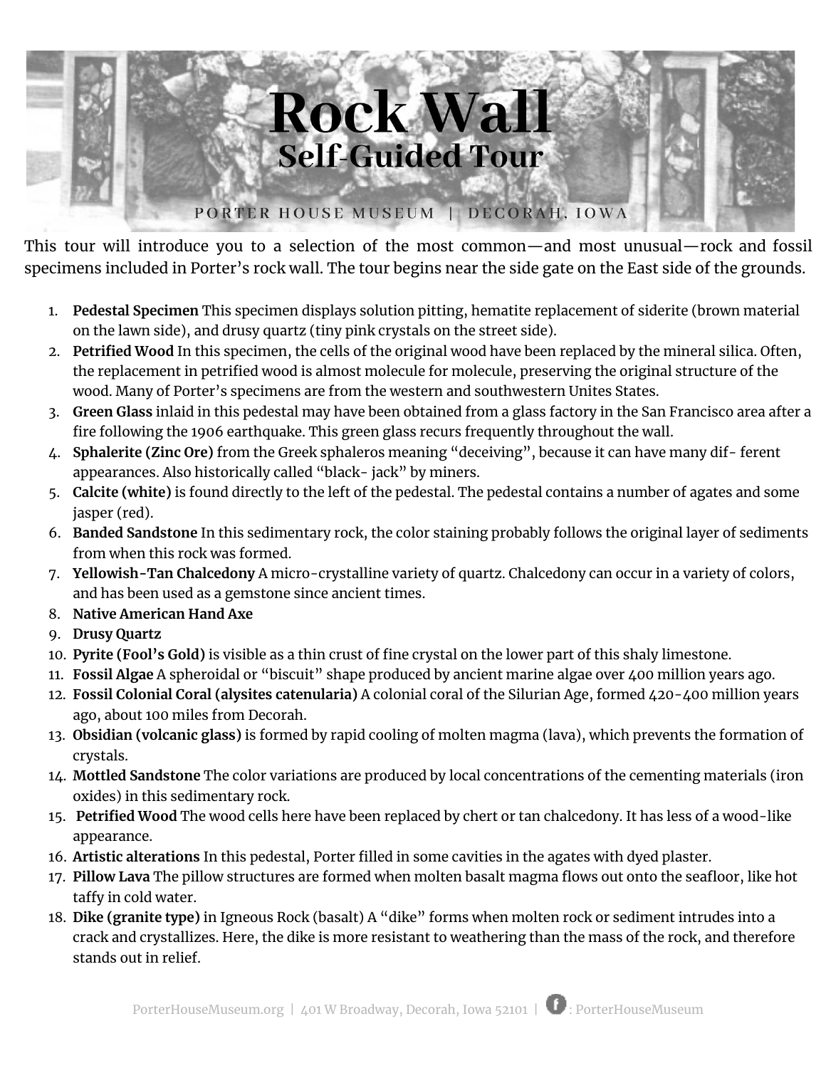# Rock Wall
## Self-Guided Tour

PORTER HOUSE MUSEUM | DECORAH, IOWA

This tour will introduce you to a selection of the most common—and most unusual—rock and fossil specimens included in Porter's rock wall. The tour begins near the side gate on the East side of the grounds.

1. **Pedestal Specimen** This specimen displays solution pitting, hematite replacement of siderite (brown material on the lawn side), and drusy quartz (tiny pink crystals on the street side).
2. **Petrified Wood** In this specimen, the cells of the original wood have been replaced by the mineral silica. Often, the replacement in petrified wood is almost molecule for molecule, preserving the original structure of the wood. Many of Porter's specimens are from the western and southwestern Unites States.
3. **Green Glass** inlaid in this pedestal may have been obtained from a glass factory in the San Francisco area after a fire following the 1906 earthquake. This green glass recurs frequently throughout the wall.
4. **Sphalerite (Zinc Ore)** from the Greek sphaleros meaning "deceiving", because it can have many dif- ferent appearances. Also historically called "black- jack" by miners.
5. **Calcite (white)** is found directly to the left of the pedestal. The pedestal contains a number of agates and some jasper (red).
6. **Banded Sandstone** In this sedimentary rock, the color staining probably follows the original layer of sediments from when this rock was formed.
7. **Yellowish-Tan Chalcedony** A micro-crystalline variety of quartz. Chalcedony can occur in a variety of colors, and has been used as a gemstone since ancient times.
8. **Native American Hand Axe**
9. **Drusy Quartz**
10. **Pyrite (Fool's Gold)** is visible as a thin crust of fine crystal on the lower part of this shaly limestone.
11. **Fossil Algae** A spheroidal or "biscuit" shape produced by ancient marine algae over 400 million years ago.
12. **Fossil Colonial Coral (alysites catenularia)** A colonial coral of the Silurian Age, formed 420-400 million years ago, about 100 miles from Decorah.
13. **Obsidian (volcanic glass)** is formed by rapid cooling of molten magma (lava), which prevents the formation of crystals.
14. **Mottled Sandstone** The color variations are produced by local concentrations of the cementing materials (iron oxides) in this sedimentary rock.
15. **Petrified Wood** The wood cells here have been replaced by chert or tan chalcedony. It has less of a wood-like appearance.
16. **Artistic alterations** In this pedestal, Porter filled in some cavities in the agates with dyed plaster.
17. **Pillow Lava** The pillow structures are formed when molten basalt magma flows out onto the seafloor, like hot taffy in cold water.
18. **Dike (granite type)** in Igneous Rock (basalt) A "dike" forms when molten rock or sediment intrudes into a crack and crystallizes. Here, the dike is more resistant to weathering than the mass of the rock, and therefore stands out in relief.

PorterHouseMuseum.org | 401 W Broadway, Decorah, Iowa 52101 | f: PorterHouseMuseum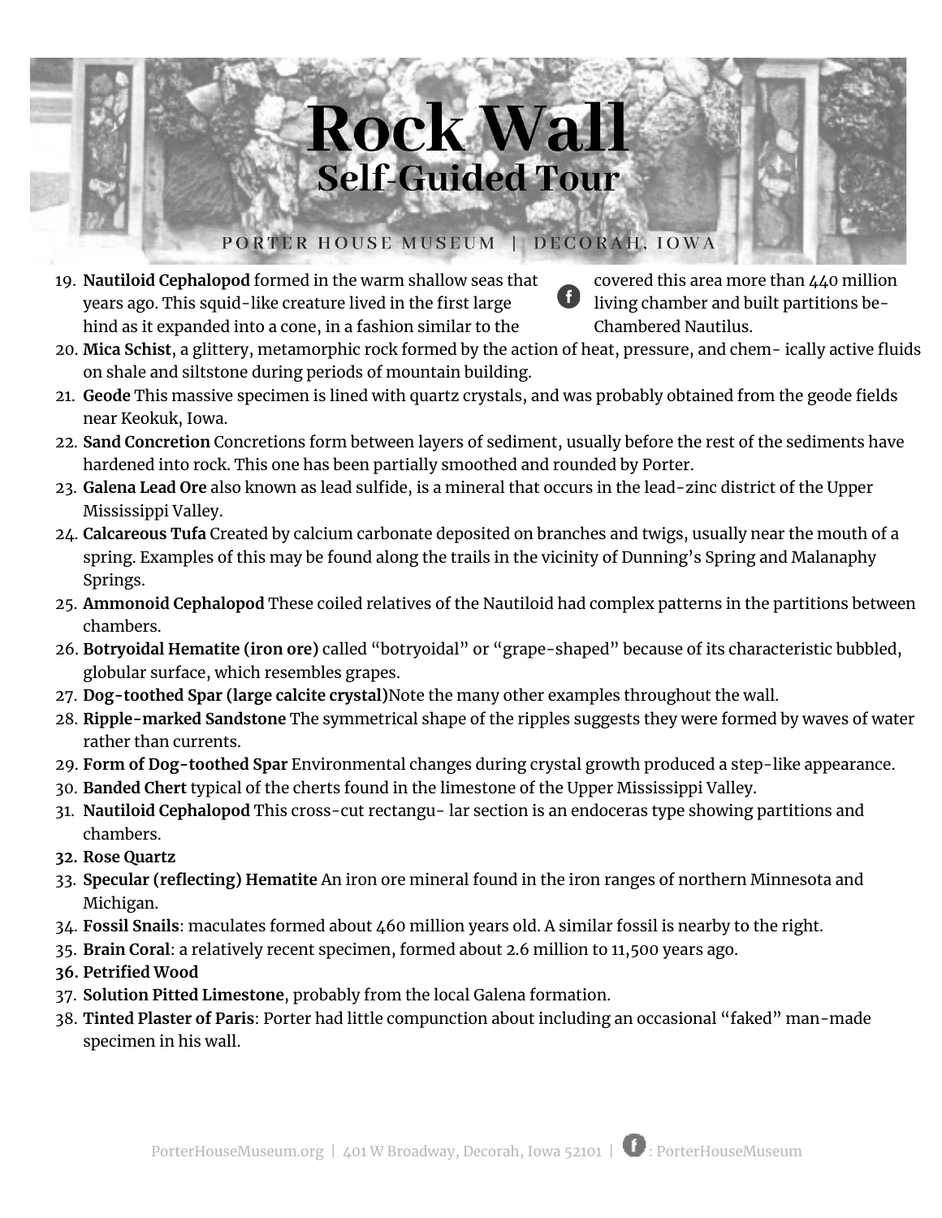19. **Nautiloid Cephalopod** formed in the warm shallow seas that covered this area more than 440 million years ago. This squid-like creature lived in the first large living chamber and built partitions behind as it expanded into a cone, in a fashion similar to the Chambered Nautilus.
20. **Mica Schist**, a glittery, metamorphic rock formed by the action of heat, pressure, and chem- ically active fluids on shale and siltstone during periods of mountain building.
21. **Geode** This massive specimen is lined with quartz crystals, and was probably obtained from the geode fields near Keokuk, Iowa.
22. **Sand Concretion** Concretions form between layers of sediment, usually before the rest of the sediments have hardened into rock. This one has been partially smoothed and rounded by Porter.
23. **Galena Lead Ore** also known as lead sulfide, is a mineral that occurs in the lead-zinc district of the Upper Mississippi Valley.
24. **Calcareous Tufa** Created by calcium carbonate deposited on branches and twigs, usually near the mouth of a spring. Examples of this may be found along the trails in the vicinity of Dunning's Spring and Malanaphy Springs.
25. **Ammonoid Cephalopod** These coiled relatives of the Nautiloid had complex patterns in the partitions between chambers.
26. **Botryoidal Hematite (iron ore)** called "botryoidal" or "grape-shaped" because of its characteristic bubbled, globular surface, which resembles grapes.
27. **Dog-toothed Spar (large calcite crystal)**Note the many other examples throughout the wall.
28. **Ripple-marked Sandstone** The symmetrical shape of the ripples suggests they were formed by waves of water rather than currents.
29. **Form of Dog-toothed Spar** Environmental changes during crystal growth produced a step-like appearance.
30. **Banded Chert** typical of the cherts found in the limestone of the Upper Mississippi Valley.
31. **Nautiloid Cephalopod** This cross-cut rectangu- lar section is an endoceras type showing partitions and chambers.
32. **Rose Quartz**
33. **Specular (reflecting) Hematite** An iron ore mineral found in the iron ranges of northern Minnesota and Michigan.
34. **Fossil Snails**: maculates formed about 460 million years old. A similar fossil is nearby to the right.
35. **Brain Coral**: a relatively recent specimen, formed about 2.6 million to 11,500 years ago.
36. **Petrified Wood**
37. **Solution Pitted Limestone**, probably from the local Galena formation.
38. **Tinted Plaster of Paris**: Porter had little compunction about including an occasional "faked" man-made specimen in his wall.